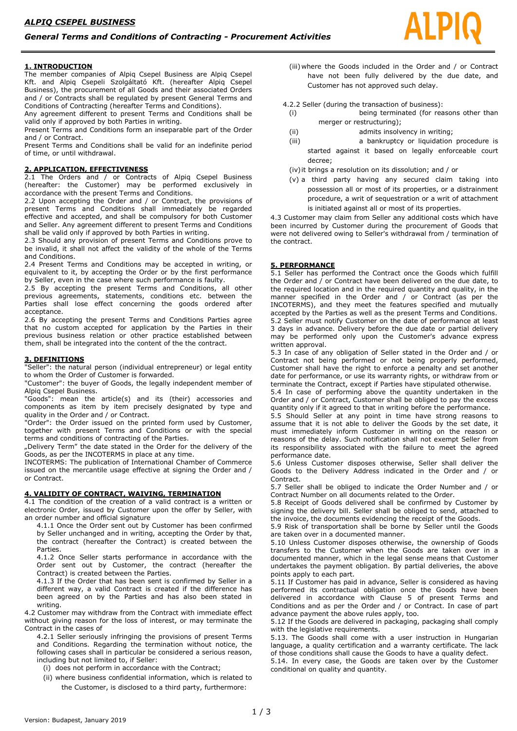## 1. INTRODUCTION

The member companies of Alpiq Csepel Business are Alpiq Csepel Kft. and Alpiq Csepeli Szolgáltató Kft. (hereafter Alpiq Csepel Business), the procurement of all Goods and their associated Orders and / or Contracts shall be regulated by present General Terms and Conditions of Contracting (hereafter Terms and Conditions).

Any agreement different to present Terms and Conditions shall be valid only if approved by both Parties in writing.

Present Terms and Conditions form an inseparable part of the Order and / or Contract.

Present Terms and Conditions shall be valid for an indefinite period of time, or until withdrawal.

## 2. APPLICATION, EFFECTIVENESS

2.1 The Orders and / or Contracts of Alpiq Csepel Business (hereafter: the Customer) may be performed exclusively in accordance with the present Terms and Conditions.

2.2 Upon accepting the Order and / or Contract, the provisions of present Terms and Conditions shall immediately be regarded effective and accepted, and shall be compulsory for both Customer and Seller. Any agreement different to present Terms and Conditions shall be valid only if approved by both Parties in writing.

2.3 Should any provision of present Terms and Conditions prove to be invalid, it shall not affect the validity of the whole of the Terms and Conditions.

2.4 Present Terms and Conditions may be accepted in writing, or equivalent to it, by accepting the Order or by the first performance by Seller, even in the case where such performance is faulty.

2.5 By accepting the present Terms and Conditions, all other previous agreements, statements, conditions etc. between the Parties shall lose effect concerning the goods ordered after acceptance.

2.6 By accepting the present Terms and Conditions Parties agree that no custom accepted for application by the Parties in their previous business relation or other practice established between them, shall be integrated into the content of the the contract.

## 3. DEFINITIONS

"Seller": the natural person (individual entrepreneur) or legal entity to whom the Order of Customer is forwarded.

"Customer": the buyer of Goods, the legally independent member of Alpiq Csepel Business.

"Goods": mean the article(s) and its (their) accessories and components as item by item precisely designated by type and quality in the Order and / or Contract.

"Order": the Order issued on the printed form used by Customer, together with present Terms and Conditions or with the special terms and conditions of contracting of the Parties.

„Delivery Term" the date stated in the Order for the delivery of the Goods, as per the INCOTERMS in place at any time.

INCOTERMS: The publication of International Chamber of Commerce issued on the mercantile usage effective at signing the Order and / or Contract.

## 4. VALIDITY OF CONTRACT, WAIVING, TERMINATION

4.1 The condition of the creation of a valid contract is a written or electronic Order, issued by Customer upon the offer by Seller, with an order number and official signature

4.1.1 Once the Order sent out by Customer has been confirmed by Seller unchanged and in writing, accepting the Order by that, the contract (hereafter the Contract) is created between the Parties.

4.1.2 Once Seller starts performance in accordance with the Order sent out by Customer, the contract (hereafter the Contract) is created between the Parties.

4.1.3 If the Order that has been sent is confirmed by Seller in a different way, a valid Contract is created if the difference has been agreed on by the Parties and has also been stated in writing.

4.2 Customer may withdraw from the Contract with immediate effect without giving reason for the loss of interest, or may terminate the Contract in the cases of

4.2.1 Seller seriously infringing the provisions of present Terms and Conditions. Regarding the termination without notice, the following cases shall in particular be considered a serious reason, including but not limited to, if Seller:

- (i) does not perform in accordance with the Contract;
- (ii) where business confidential information, which is related to the Customer, is disclosed to a third party, furthermore:
- (iii) where the Goods included in the Order and / or Contract have not been fully delivered by the due date, and Customer has not approved such delay.

4.2.2 Seller (during the transaction of business):

- (i) being terminated (for reasons other than merger or restructuring);
- (ii) admits insolvency in writing;
- (iii) a bankruptcy or liquidation procedure is started against it based on legally enforceable court decree;
- (iv) it brings a resolution on its dissolution; and / or
- (v) a third party having any secured claim taking into possession all or most of its properties, or a distrainment procedure, a writ of sequestration or a writ of attachment is initiated against all or most of its properties.

4.3 Customer may claim from Seller any additional costs which have been incurred by Customer during the procurement of Goods that were not delivered owing to Seller's withdrawal from / termination of the contract.

## 5. PERFORMANCE

5.1 Seller has performed the Contract once the Goods which fulfill the Order and / or Contract have been delivered on the due date, to the required location and in the required quantity and quality, in the manner specified in the Order and / or Contract (as per the INCOTERMS), and they meet the features specified and mutually accepted by the Parties as well as the present Terms and Conditions.

5.2 Seller must notify Customer on the date of performance at least 3 days in advance. Delivery before the due date or partial delivery may be performed only upon the Customer's advance express written approval.

5.3 In case of any obligation of Seller stated in the Order and / or Contract not being performed or not being properly performed, Customer shall have the right to enforce a penalty and set another date for performance, or use its warranty rights, or withdraw from or terminate the Contract, except if Parties have stipulated otherwise.

5.4 In case of performing above the quantity undertaken in the Order and / or Contract, Customer shall be obliged to pay the excess quantity only if it agreed to that in writing before the performance.

5.5 Should Seller at any point in time have strong reasons to assume that it is not able to deliver the Goods by the set date, it must immediately inform Customer in writing on the reason or reasons of the delay. Such notification shall not exempt Seller from its responsibility associated with the failure to meet the agreed performance date.

5.6 Unless Customer disposes otherwise, Seller shall deliver the Goods to the Delivery Address indicated in the Order and / or Contract.

5.7 Seller shall be obliged to indicate the Order Number and / or Contract Number on all documents related to the Order.

5.8 Receipt of Goods delivered shall be confirmed by Customer by signing the delivery bill. Seller shall be obliged to send, attached to the invoice, the documents evidencing the receipt of the Goods.

5.9 Risk of transportation shall be borne by Seller until the Goods are taken over in a documented manner.

5.10 Unless Customer disposes otherwise, the ownership of Goods transfers to the Customer when the Goods are taken over in a documented manner, which in the legal sense means that Customer undertakes the payment obligation. By partial deliveries, the above points apply to each part.

5.11 If Customer has paid in advance, Seller is considered as having performed its contractual obligation once the Goods have been delivered in accordance with Clause 5 of present Terms and Conditions and as per the Order and / or Contract. In case of part advance payment the above rules apply, too.

5.12 If the Goods are delivered in packaging, packaging shall comply with the legislative requirements.

5.13. The Goods shall come with a user instruction in Hungarian language, a quality certification and a warranty certificate. The lack of those conditions shall cause the Goods to have a quality defect.

5.14. In every case, the Goods are taken over by the Customer conditional on quality and quantity.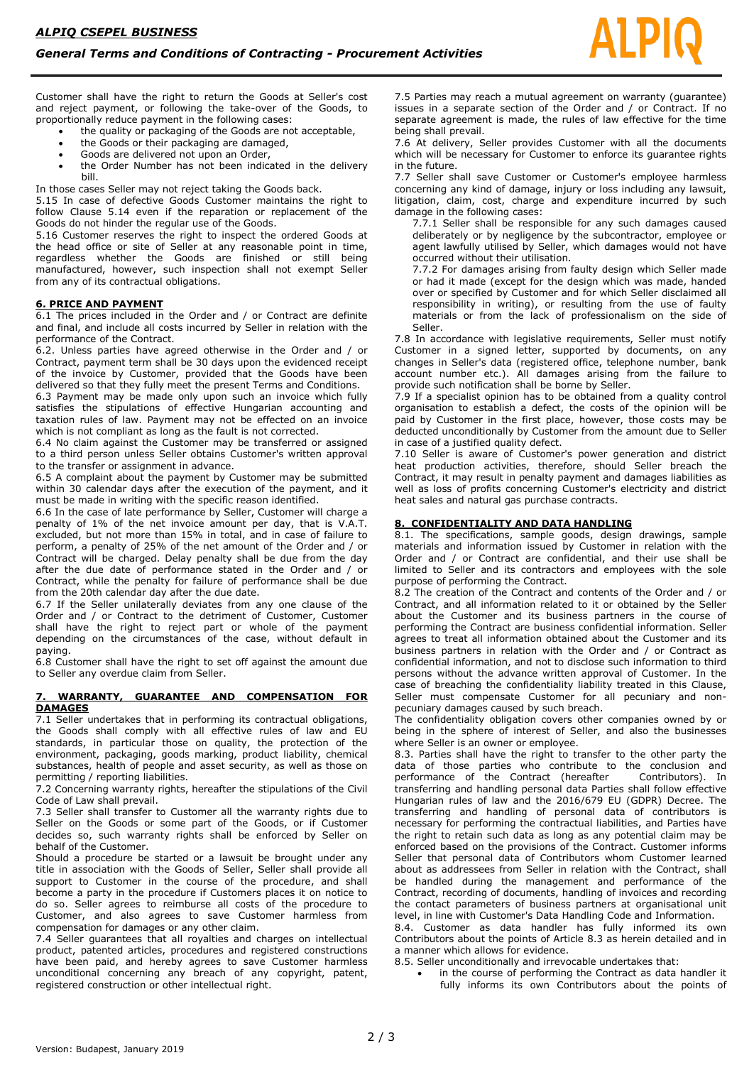Customer shall have the right to return the Goods at Seller's cost and reject payment, or following the take-over of the Goods, to proportionally reduce payment in the following cases:

- the quality or packaging of the Goods are not acceptable,
- the Goods or their packaging are damaged,
- Goods are delivered not upon an Order,
- the Order Number has not been indicated in the delivery bill.

In those cases Seller may not reject taking the Goods back.

5.15 In case of defective Goods Customer maintains the right to follow Clause 5.14 even if the reparation or replacement of the Goods do not hinder the regular use of the Goods.

5.16 Customer reserves the right to inspect the ordered Goods at the head office or site of Seller at any reasonable point in time, regardless whether the Goods are finished or still being manufactured, however, such inspection shall not exempt Seller from any of its contractual obligations.

## 6. PRICE AND PAYMENT

6.1 The prices included in the Order and / or Contract are definite and final, and include all costs incurred by Seller in relation with the performance of the Contract.

6.2. Unless parties have agreed otherwise in the Order and / or Contract, payment term shall be 30 days upon the evidenced receipt of the invoice by Customer, provided that the Goods have been delivered so that they fully meet the present Terms and Conditions.

6.3 Payment may be made only upon such an invoice which fully satisfies the stipulations of effective Hungarian accounting and taxation rules of law. Payment may not be effected on an invoice which is not compliant as long as the fault is not corrected.

6.4 No claim against the Customer may be transferred or assigned to a third person unless Seller obtains Customer's written approval to the transfer or assignment in advance.

6.5 A complaint about the payment by Customer may be submitted within 30 calendar days after the execution of the payment, and it must be made in writing with the specific reason identified.

6.6 In the case of late performance by Seller, Customer will charge a penalty of 1% of the net invoice amount per day, that is V.A.T. excluded, but not more than 15% in total, and in case of failure to perform, a penalty of 25% of the net amount of the Order and / or Contract will be charged. Delay penalty shall be due from the day after the due date of performance stated in the Order and / or Contract, while the penalty for failure of performance shall be due from the 20th calendar day after the due date.

6.7 If the Seller unilaterally deviates from any one clause of the Order and / or Contract to the detriment of Customer, Customer shall have the right to reject part or whole of the payment depending on the circumstances of the case, without default in paying.

6.8 Customer shall have the right to set off against the amount due to Seller any overdue claim from Seller.

## 7. WARRANTY, GUARANTEE AND COMPENSATION FOR DAMAGES

7.1 Seller undertakes that in performing its contractual obligations, the Goods shall comply with all effective rules of law and EU standards, in particular those on quality, the protection of the environment, packaging, goods marking, product liability, chemical substances, health of people and asset security, as well as those on permitting / reporting liabilities.

7.2 Concerning warranty rights, hereafter the stipulations of the Civil Code of Law shall prevail.

7.3 Seller shall transfer to Customer all the warranty rights due to Seller on the Goods or some part of the Goods, or if Customer decides so, such warranty rights shall be enforced by Seller on behalf of the Customer.

Should a procedure be started or a lawsuit be brought under any title in association with the Goods of Seller, Seller shall provide all support to Customer in the course of the procedure, and shall become a party in the procedure if Customers places it on notice to do so. Seller agrees to reimburse all costs of the procedure to Customer, and also agrees to save Customer harmless from compensation for damages or any other claim.

7.4 Seller guarantees that all royalties and charges on intellectual product, patented articles, procedures and registered constructions have been paid, and hereby agrees to save Customer harmless unconditional concerning any breach of any copyright, patent, registered construction or other intellectual right.

7.5 Parties may reach a mutual agreement on warranty (guarantee) issues in a separate section of the Order and / or Contract. If no separate agreement is made, the rules of law effective for the time being shall prevail.

7.6 At delivery, Seller provides Customer with all the documents which will be necessary for Customer to enforce its guarantee rights in the future.

7.7 Seller shall save Customer or Customer's employee harmless concerning any kind of damage, injury or loss including any lawsuit, litigation, claim, cost, charge and expenditure incurred by such damage in the following cases:

7.7.1 Seller shall be responsible for any such damages caused deliberately or by negligence by the subcontractor, employee or agent lawfully utilised by Seller, which damages would not have occurred without their utilisation.

7.7.2 For damages arising from faulty design which Seller made or had it made (except for the design which was made, handed over or specified by Customer and for which Seller disclaimed all responsibility in writing), or resulting from the use of faulty materials or from the lack of professionalism on the side of Seller.

7.8 In accordance with legislative requirements, Seller must notify Customer in a signed letter, supported by documents, on any changes in Seller's data (registered office, telephone number, bank account number etc.). All damages arising from the failure to provide such notification shall be borne by Seller.

7.9 If a specialist opinion has to be obtained from a quality control organisation to establish a defect, the costs of the opinion will be paid by Customer in the first place, however, those costs may be deducted unconditionally by Customer from the amount due to Seller in case of a justified quality defect.

7.10 Seller is aware of Customer's power generation and district heat production activities, therefore, should Seller breach the Contract, it may result in penalty payment and damages liabilities as well as loss of profits concerning Customer's electricity and district heat sales and natural gas purchase contracts.

## 8. CONFIDENTIALITY AND DATA HANDLING

8.1. The specifications, sample goods, design drawings, sample materials and information issued by Customer in relation with the Order and / or Contract are confidential, and their use shall be limited to Seller and its contractors and employees with the sole purpose of performing the Contract.

8.2 The creation of the Contract and contents of the Order and / or Contract, and all information related to it or obtained by the Seller about the Customer and its business partners in the course of performing the Contract are business confidential information. Seller agrees to treat all information obtained about the Customer and its business partners in relation with the Order and / or Contract as confidential information, and not to disclose such information to third persons without the advance written approval of Customer. In the case of breaching the confidentiality liability treated in this Clause, Seller must compensate Customer for all pecuniary and non-pecuniary damages caused by such breach.

The confidentiality obligation covers other companies owned by or being in the sphere of interest of Seller, and also the businesses where Seller is an owner or employee.

8.3. Parties shall have the right to transfer to the other party the data of those parties who contribute to the conclusion and performance of the Contract (hereafter Contributors). In transferring and handling personal data Parties shall follow effective Hungarian rules of law and the 2016/679 EU (GDPR) Decree. The transferring and handling of personal data of contributors is necessary for performing the contractual liabilities, and Parties have the right to retain such data as long as any potential claim may be enforced based on the provisions of the Contract. Customer informs Seller that personal data of Contributors whom Customer learned about as addressees from Seller in relation with the Contract, shall be handled during the management and performance of the Contract, recording of documents, handling of invoices and recording the contact parameters of business partners at organisational unit level, in line with Customer's Data Handling Code and Information.

8.4. Customer as data handler has fully informed its own Contributors about the points of Article 8.3 as herein detailed and in a manner which allows for evidence.

8.5. Seller unconditionally and irrevocable undertakes that:

- in the course of performing the Contract as data handler it fully informs its own Contributors about the points of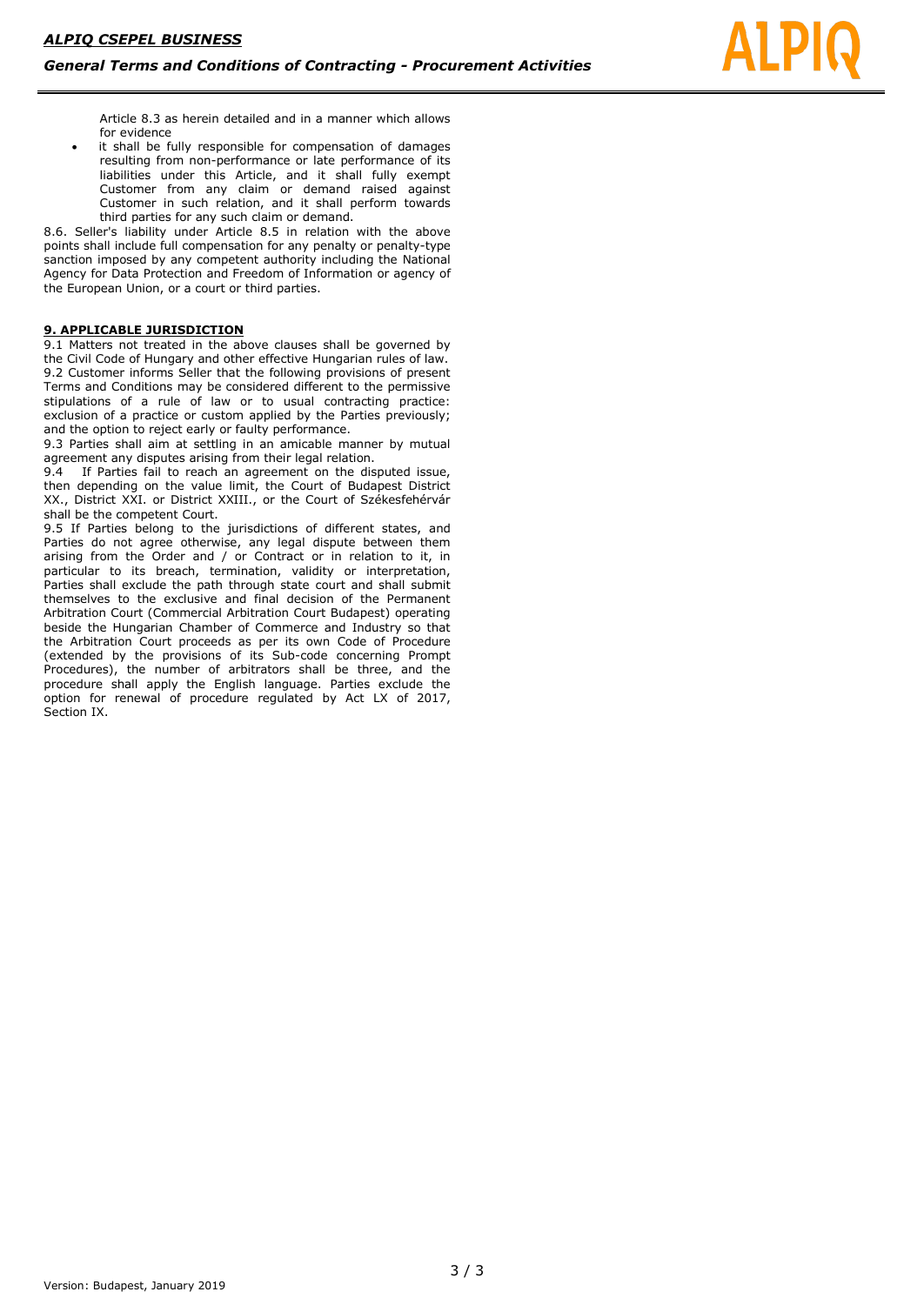Article 8.3 as herein detailed and in a manner which allows for evidence

- it shall be fully responsible for compensation of damages resulting from non-performance or late performance of its liabilities under this Article, and it shall fully exempt Customer from any claim or demand raised against Customer in such relation, and it shall perform towards third parties for any such claim or demand.

8.6. Seller's liability under Article 8.5 in relation with the above points shall include full compensation for any penalty or penalty-type sanction imposed by any competent authority including the National Agency for Data Protection and Freedom of Information or agency of the European Union, or a court or third parties.

## 9. APPLICABLE JURISDICTION

9.1 Matters not treated in the above clauses shall be governed by the Civil Code of Hungary and other effective Hungarian rules of law.
9.2 Customer informs Seller that the following provisions of present Terms and Conditions may be considered different to the permissive stipulations of a rule of law or to usual contracting practice: exclusion of a practice or custom applied by the Parties previously; and the option to reject early or faulty performance.
9.3 Parties shall aim at settling in an amicable manner by mutual agreement any disputes arising from their legal relation.
9.4 If Parties fail to reach an agreement on the disputed issue, then depending on the value limit, the Court of Budapest District XX., District XXI. or District XXIII., or the Court of Székesfehérvár shall be the competent Court.
9.5 If Parties belong to the jurisdictions of different states, and Parties do not agree otherwise, any legal dispute between them arising from the Order and / or Contract or in relation to it, in particular to its breach, termination, validity or interpretation, Parties shall exclude the path through state court and shall submit themselves to the exclusive and final decision of the Permanent Arbitration Court (Commercial Arbitration Court Budapest) operating beside the Hungarian Chamber of Commerce and Industry so that the Arbitration Court proceeds as per its own Code of Procedure (extended by the provisions of its Sub-code concerning Prompt Procedures), the number of arbitrators shall be three, and the procedure shall apply the English language. Parties exclude the option for renewal of procedure regulated by Act LX of 2017, Section IX.